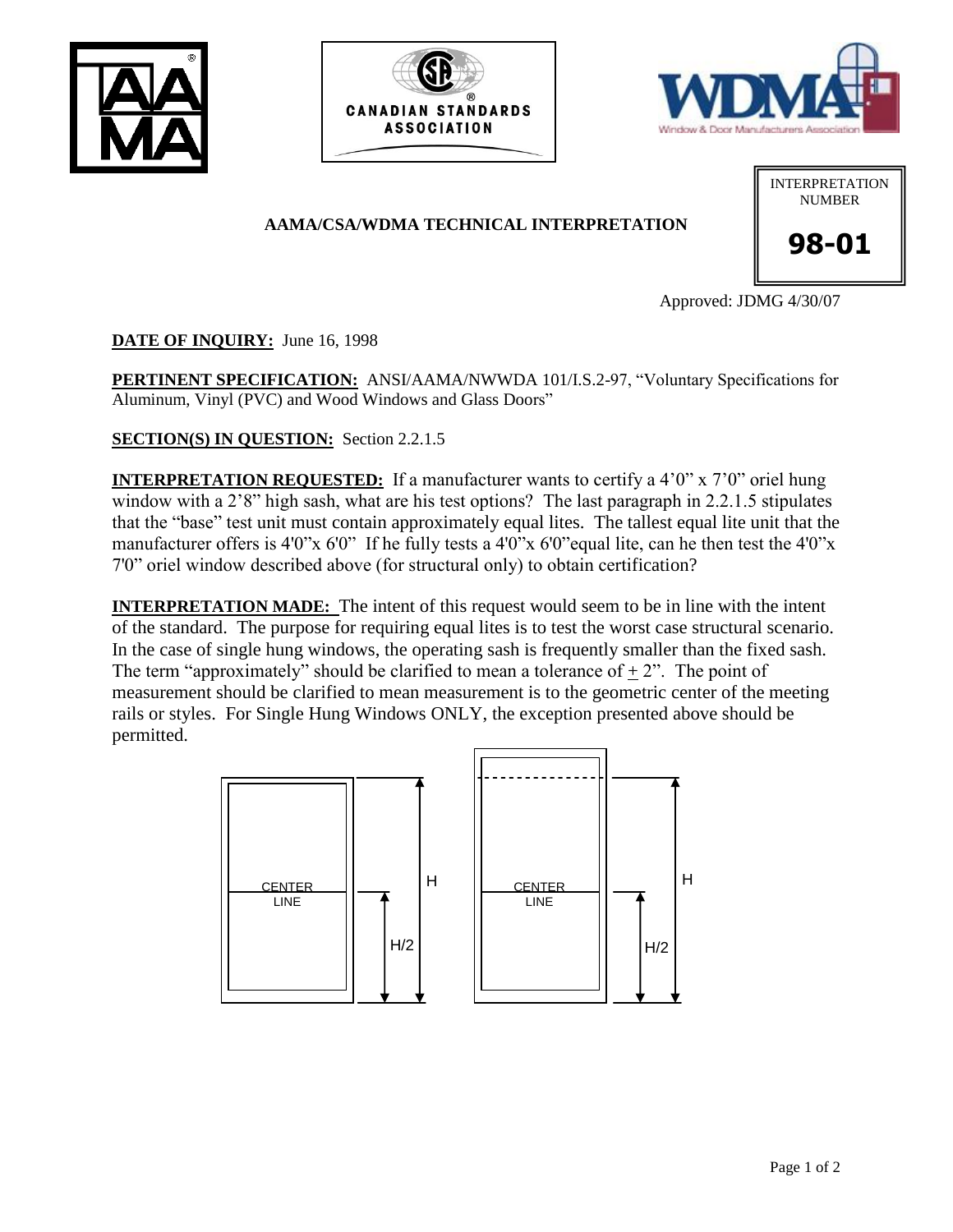AAMA/CSA/WDMA TECHNICAL INTERPRETATION

INTERPRETATION NUMBER

**98-01**

Approved: JDMG 4/30/07

**DATE OF INQUIRY:** June 16, 1998

**PERTINENT SPECIFICATION:** ANSI/AAMA/NWWDA 101/I.S.2-97, "Voluntary Specifications for Aluminum, Vinyl (PVC) and Wood Windows and Glass Doors"

**SECTION(S) IN QUESTION:** Section 2.2.1.5

**INTERPRETATION REQUESTED:** If a manufacturer wants to certify a 4'0" x 7'0" oriel hung window with a 2'8" high sash, what are his test options? The last paragraph in 2.2.1.5 stipulates that the "base" test unit must contain approximately equal lites. The tallest equal lite unit that the manufacturer offers is 4'0"x 6'0" If he fully tests a 4'0"x 6'0"equal lite, can he then test the 4'0"x 7'0" oriel window described above (for structural only) to obtain certification?

**INTERPRETATION MADE:** The intent of this request would seem to be in line with the intent of the standard. The purpose for requiring equal lites is to test the worst case structural scenario. In the case of single hung windows, the operating sash is frequently smaller than the fixed sash. The term "approximately" should be clarified to mean a tolerance of ± 2". The point of measurement should be clarified to mean measurement is to the geometric center of the meeting rails or styles. For Single Hung Windows ONLY, the exception presented above should be permitted.

CENTER LINE — H — H/2

CENTER LINE — H — H/2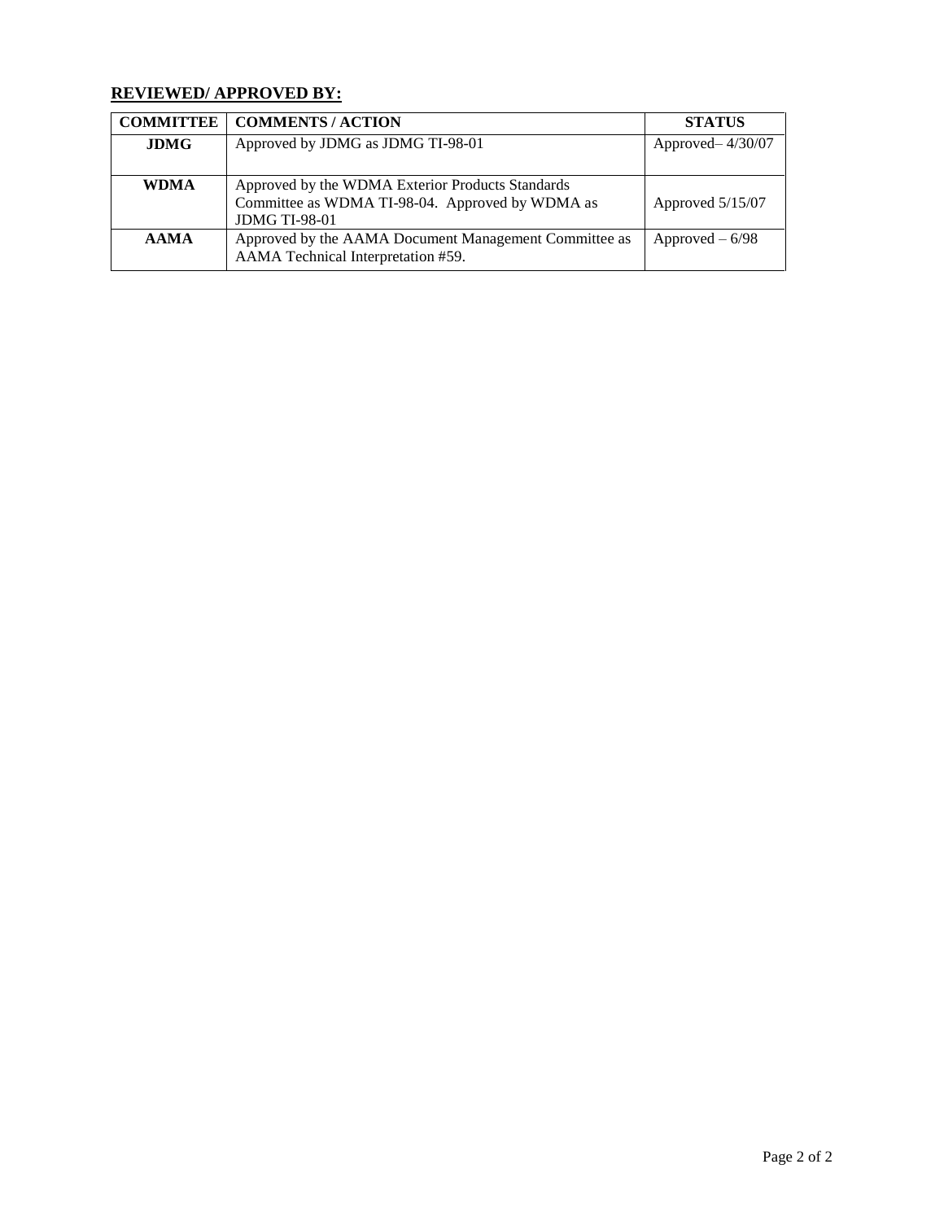**REVIEWED/ APPROVED BY:**

| COMMITTEE | COMMENTS / ACTION | STATUS |
|---|---|---|
| **JDMG** | Approved by JDMG as JDMG TI-98-01 | Approved– 4/30/07 |
| **WDMA** | Approved by the WDMA Exterior Products Standards Committee as WDMA TI-98-04. Approved by WDMA as JDMG TI-98-01 | Approved 5/15/07 |
| **AAMA** | Approved by the AAMA Document Management Committee as AAMA Technical Interpretation #59. | Approved – 6/98 |